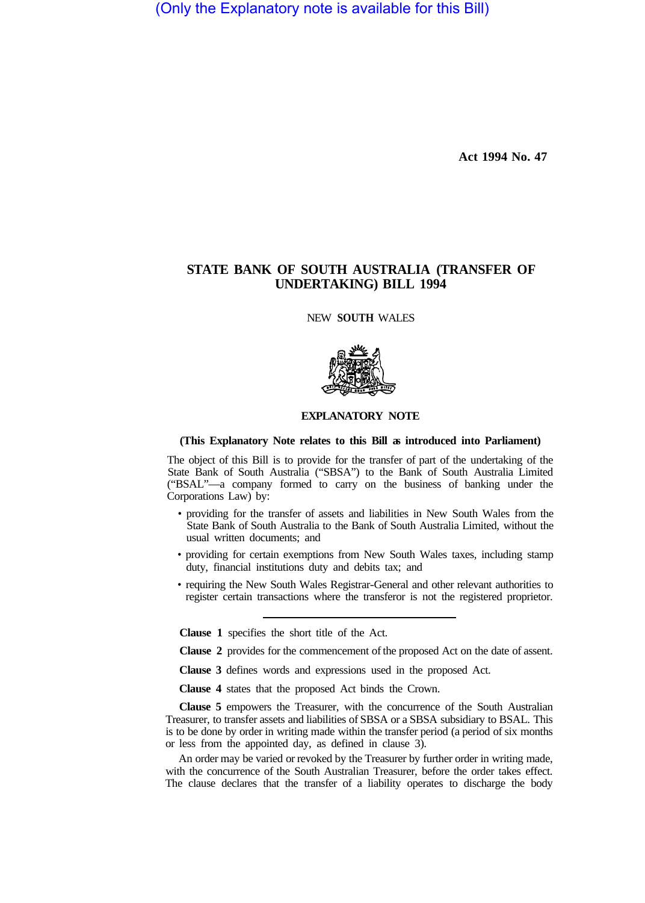(Only the Explanatory note is available for this Bill)

Act 1994 No. 47

# STATE BANK OF SOUTH AUSTRALIA (TRANSFER OF UNDERTAKING) BILL 1994

NEW **SOUTH** WALES

## EXPLANATORY NOTE

**(This Explanatory Note relates to this Bill as introduced into Parliament)**

The object of this Bill is to provide for the transfer of part of the undertaking of the State Bank of South Australia ("SBSA") to the Bank of South Australia Limited ("BSAL"—a company formed to carry on the business of banking under the Corporations Law) by:

- providing for the transfer of assets and liabilities in New South Wales from the State Bank of South Australia to the Bank of South Australia Limited, without the usual written documents; and
- providing for certain exemptions from New South Wales taxes, including stamp duty, financial institutions duty and debits tax; and
- requiring the New South Wales Registrar-General and other relevant authorities to register certain transactions where the transferor is not the registered proprietor.

---

**Clause 1** specifies the short title of the Act.

**Clause 2** provides for the commencement of the proposed Act on the date of assent.

**Clause 3** defines words and expressions used in the proposed Act.

**Clause 4** states that the proposed Act binds the Crown.

**Clause 5** empowers the Treasurer, with the concurrence of the South Australian Treasurer, to transfer assets and liabilities of SBSA or a SBSA subsidiary to BSAL. This is to be done by order in writing made within the transfer period (a period of six months or less from the appointed day, as defined in clause 3).

An order may be varied or revoked by the Treasurer by further order in writing made, with the concurrence of the South Australian Treasurer, before the order takes effect. The clause declares that the transfer of a liability operates to discharge the body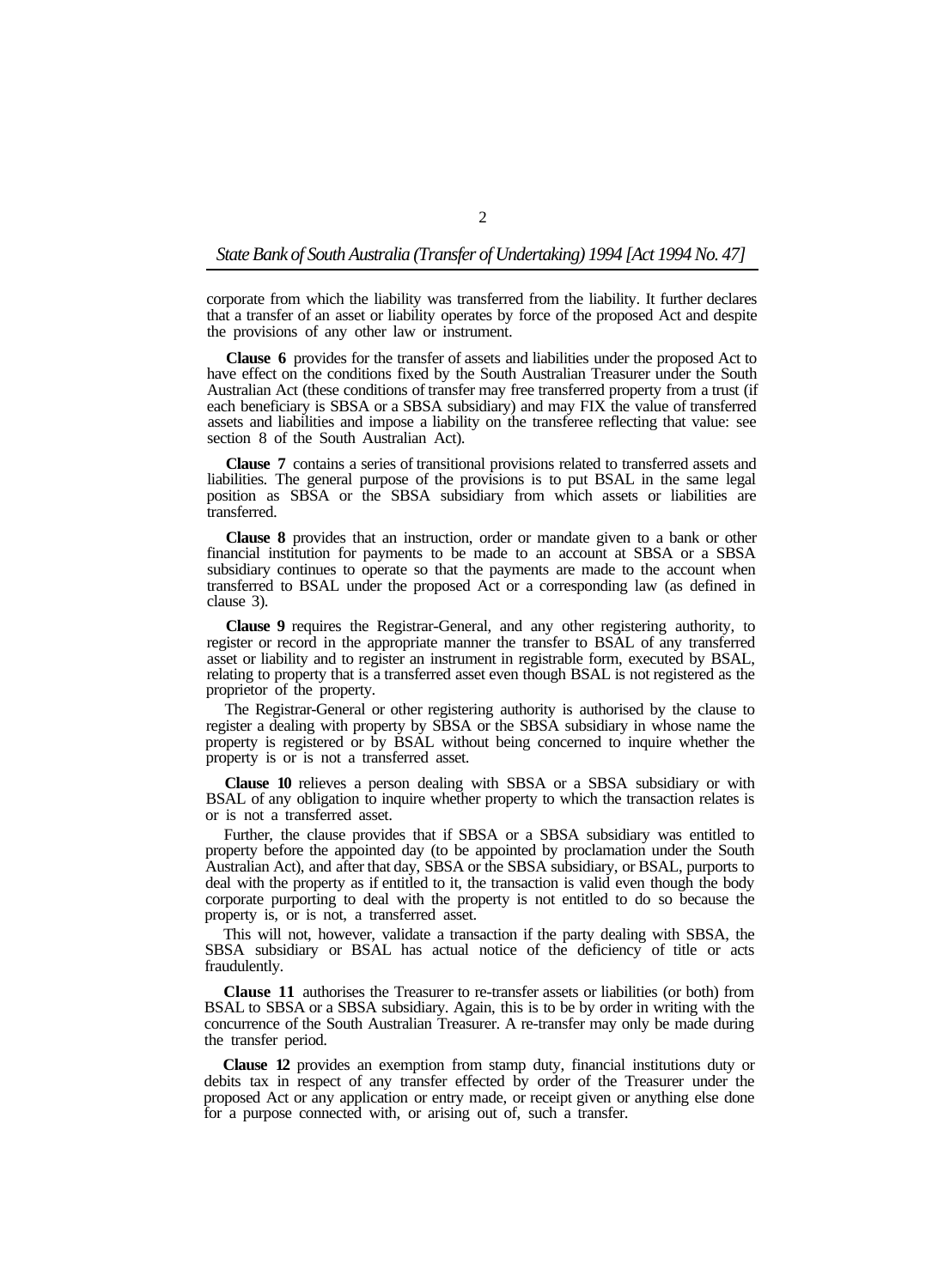corporate from which the liability was transferred from the liability. It further declares that a transfer of an asset or liability operates by force of the proposed Act and despite the provisions of any other law or instrument.

**Clause 6** provides for the transfer of assets and liabilities under the proposed Act to have effect on the conditions fixed by the South Australian Treasurer under the South Australian Act (these conditions of transfer may free transferred property from a trust (if each beneficiary is SBSA or a SBSA subsidiary) and may FIX the value of transferred assets and liabilities and impose a liability on the transferee reflecting that value: see section 8 of the South Australian Act).

**Clause 7** contains a series of transitional provisions related to transferred assets and liabilities. The general purpose of the provisions is to put BSAL in the same legal position as SBSA or the SBSA subsidiary from which assets or liabilities are transferred.

**Clause 8** provides that an instruction, order or mandate given to a bank or other financial institution for payments to be made to an account at SBSA or a SBSA subsidiary continues to operate so that the payments are made to the account when transferred to BSAL under the proposed Act or a corresponding law (as defined in clause 3).

**Clause 9** requires the Registrar-General, and any other registering authority, to register or record in the appropriate manner the transfer to BSAL of any transferred asset or liability and to register an instrument in registrable form, executed by BSAL, relating to property that is a transferred asset even though BSAL is not registered as the proprietor of the property.

The Registrar-General or other registering authority is authorised by the clause to register a dealing with property by SBSA or the SBSA subsidiary in whose name the property is registered or by BSAL without being concerned to inquire whether the property is or is not a transferred asset.

**Clause 10** relieves a person dealing with SBSA or a SBSA subsidiary or with BSAL of any obligation to inquire whether property to which the transaction relates is or is not a transferred asset.

Further, the clause provides that if SBSA or a SBSA subsidiary was entitled to property before the appointed day (to be appointed by proclamation under the South Australian Act), and after that day, SBSA or the SBSA subsidiary, or BSAL, purports to deal with the property as if entitled to it, the transaction is valid even though the body corporate purporting to deal with the property is not entitled to do so because the property is, or is not, a transferred asset.

This will not, however, validate a transaction if the party dealing with SBSA, the SBSA subsidiary or BSAL has actual notice of the deficiency of title or acts fraudulently.

**Clause 11** authorises the Treasurer to re-transfer assets or liabilities (or both) from BSAL to SBSA or a SBSA subsidiary. Again, this is to be by order in writing with the concurrence of the South Australian Treasurer. A re-transfer may only be made during the transfer period.

**Clause 12** provides an exemption from stamp duty, financial institutions duty or debits tax in respect of any transfer effected by order of the Treasurer under the proposed Act or any application or entry made, or receipt given or anything else done for a purpose connected with, or arising out of, such a transfer.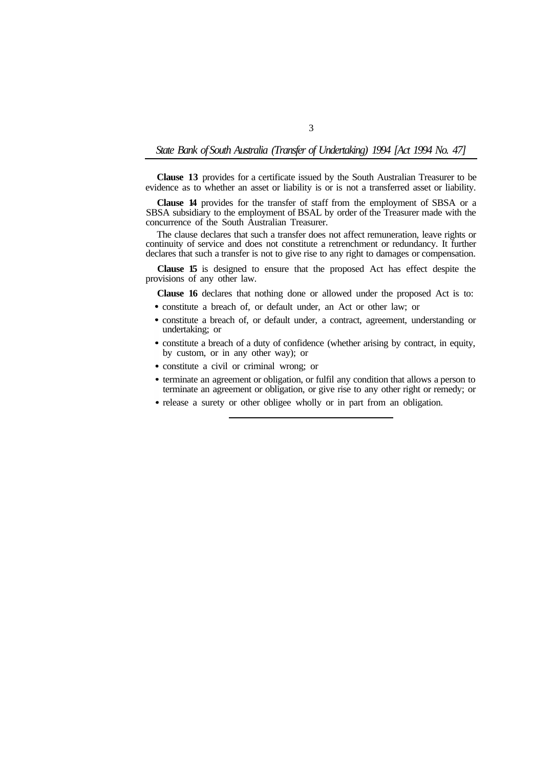**Clause 13** provides for a certificate issued by the South Australian Treasurer to be evidence as to whether an asset or liability is or is not a transferred asset or liability.

**Clause 14** provides for the transfer of staff from the employment of SBSA or a SBSA subsidiary to the employment of BSAL by order of the Treasurer made with the concurrence of the South Australian Treasurer.

The clause declares that such a transfer does not affect remuneration, leave rights or continuity of service and does not constitute a retrenchment or redundancy. It further declares that such a transfer is not to give rise to any right to damages or compensation.

**Clause 15** is designed to ensure that the proposed Act has effect despite the provisions of any other law.

**Clause 16** declares that nothing done or allowed under the proposed Act is to:

- constitute a breach of, or default under, an Act or other law; or
- constitute a breach of, or default under, a contract, agreement, understanding or undertaking; or
- constitute a breach of a duty of confidence (whether arising by contract, in equity, by custom, or in any other way); or
- constitute a civil or criminal wrong; or
- terminate an agreement or obligation, or fulfil any condition that allows a person to terminate an agreement or obligation, or give rise to any other right or remedy; or
- release a surety or other obligee wholly or in part from an obligation.